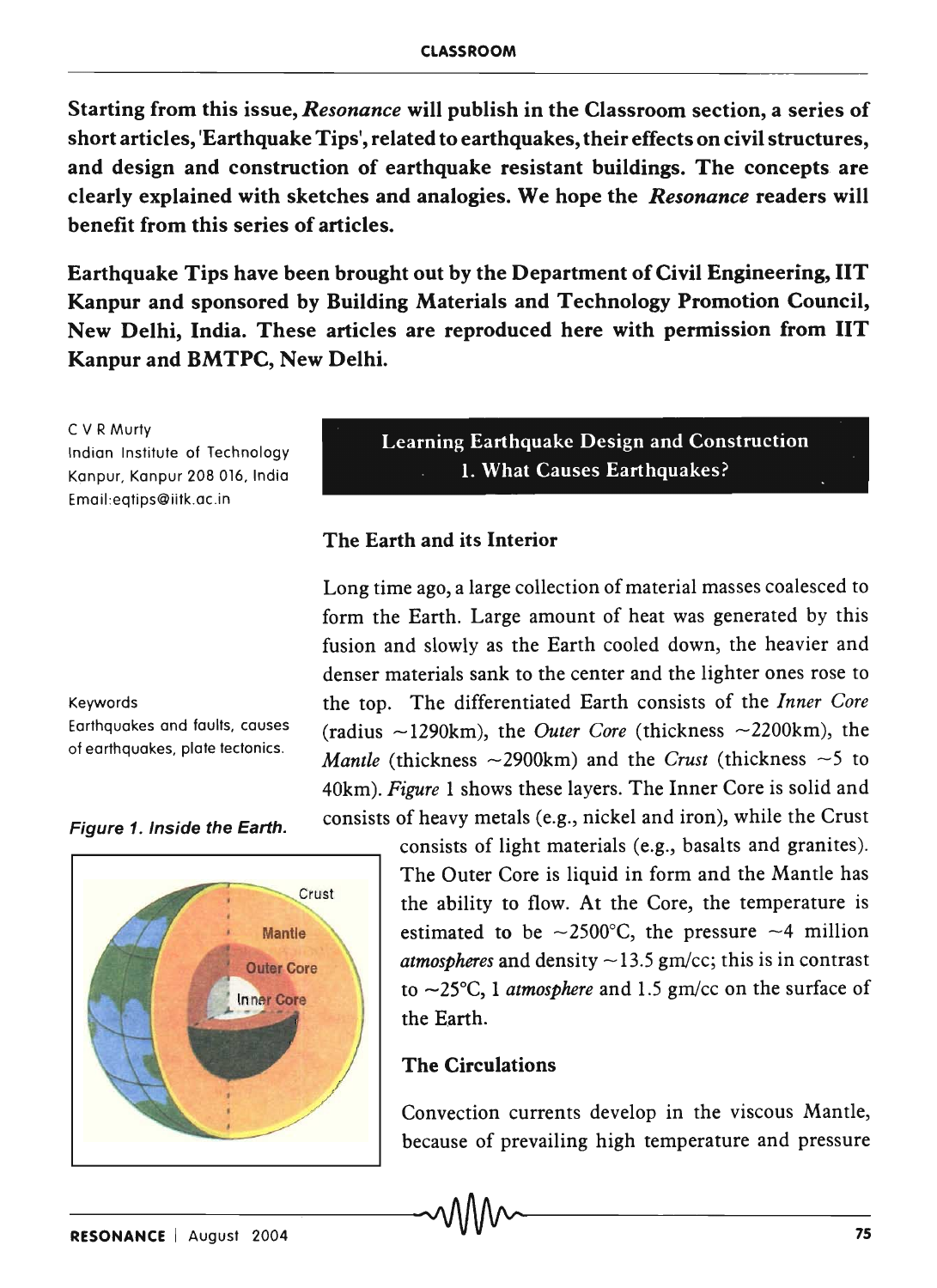**Starting from this issue, *Resonance* will publish in the Classroom section, a series of short articles, 'Earthquake Tips', related to earthquakes, their effects on civil structures, and design and construction of earthquake resistant buildings. The concepts are clearly explained with sketches and analogies. We hope the *Resonance* readers will benefit from this series of articles.**

**Earthquake Tips have been brought out by the Department of Civil Engineering, IIT Kanpur and sponsored by Building Materials and Technology Promotion Council, New Delhi, India. These articles are reproduced here with permission from IIT Kanpur and BMTPC, New Delhi.**

C V R Murty
Indian Institute of Technology
Kanpur, Kanpur 208 016, India
Email:eqtips@iitk.ac.in

# Learning Earthquake Design and Construction
# 1. What Causes Earthquakes?

Keywords
Earthquakes and faults, causes of earthquakes, plate tectonics.

## The Earth and its Interior

Long time ago, a large collection of material masses coalesced to form the Earth. Large amount of heat was generated by this fusion and slowly as the Earth cooled down, the heavier and denser materials sank to the center and the lighter ones rose to the top. The differentiated Earth consists of the *Inner Core* (radius ~1290km), the *Outer Core* (thickness ~2200km), the *Mantle* (thickness ~2900km) and the *Crust* (thickness ~5 to 40km). *Figure* 1 shows these layers. The Inner Core is solid and consists of heavy metals (e.g., nickel and iron), while the Crust consists of light materials (e.g., basalts and granites). The Outer Core is liquid in form and the Mantle has the ability to flow. At the Core, the temperature is estimated to be ~2500°C, the pressure ~4 million *atmospheres* and density ~13.5 gm/cc; this is in contrast to ~25°C, 1 *atmosphere* and 1.5 gm/cc on the surface of the Earth.

***Figure 1. Inside the Earth.***

## The Circulations

Convection currents develop in the viscous Mantle, because of prevailing high temperature and pressure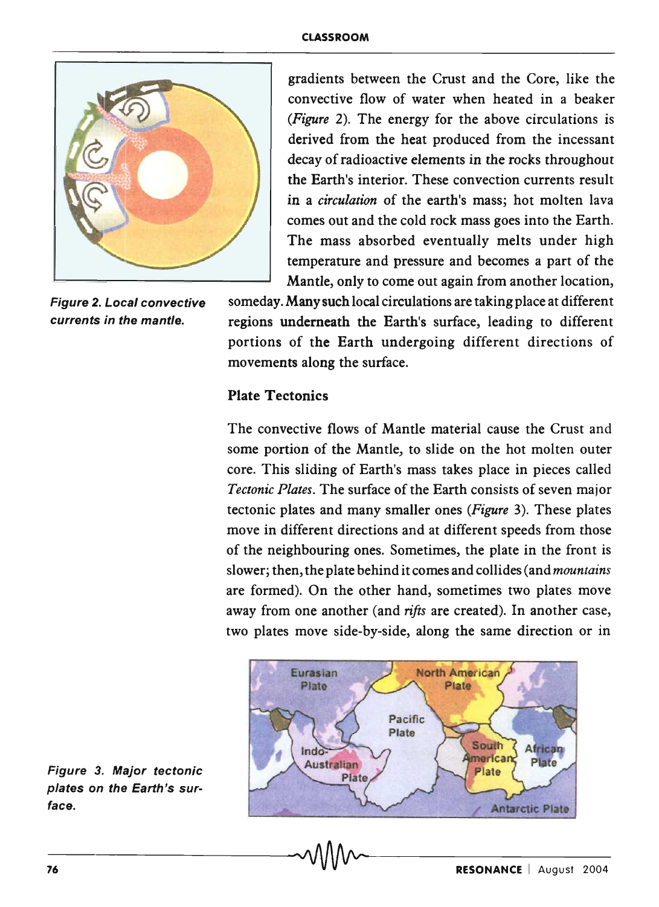gradients between the Crust and the Core, like the convective flow of water when heated in a beaker (*Figure* 2). The energy for the above circulations is derived from the heat produced from the incessant decay of radioactive elements in the rocks throughout the Earth's interior. These convection currents result in a *circulation* of the earth's mass; hot molten lava comes out and the cold rock mass goes into the Earth. The mass absorbed eventually melts under high temperature and pressure and becomes a part of the Mantle, only to come out again from another location, someday. Many such local circulations are taking place at different regions underneath the Earth's surface, leading to different portions of the Earth undergoing different directions of movements along the surface.

**Figure 2. Local convective currents in the mantle.**

### Plate Tectonics

The convective flows of Mantle material cause the Crust and some portion of the Mantle, to slide on the hot molten outer core. This sliding of Earth's mass takes place in pieces called *Tectonic Plates*. The surface of the Earth consists of seven major tectonic plates and many smaller ones (*Figure* 3). These plates move in different directions and at different speeds from those of the neighbouring ones. Sometimes, the plate in the front is slower; then, the plate behind it comes and collides (and *mountains* are formed). On the other hand, sometimes two plates move away from one another (and *rifts* are created). In another case, two plates move side-by-side, along the same direction or in

**Figure 3. Major tectonic plates on the Earth's surface.**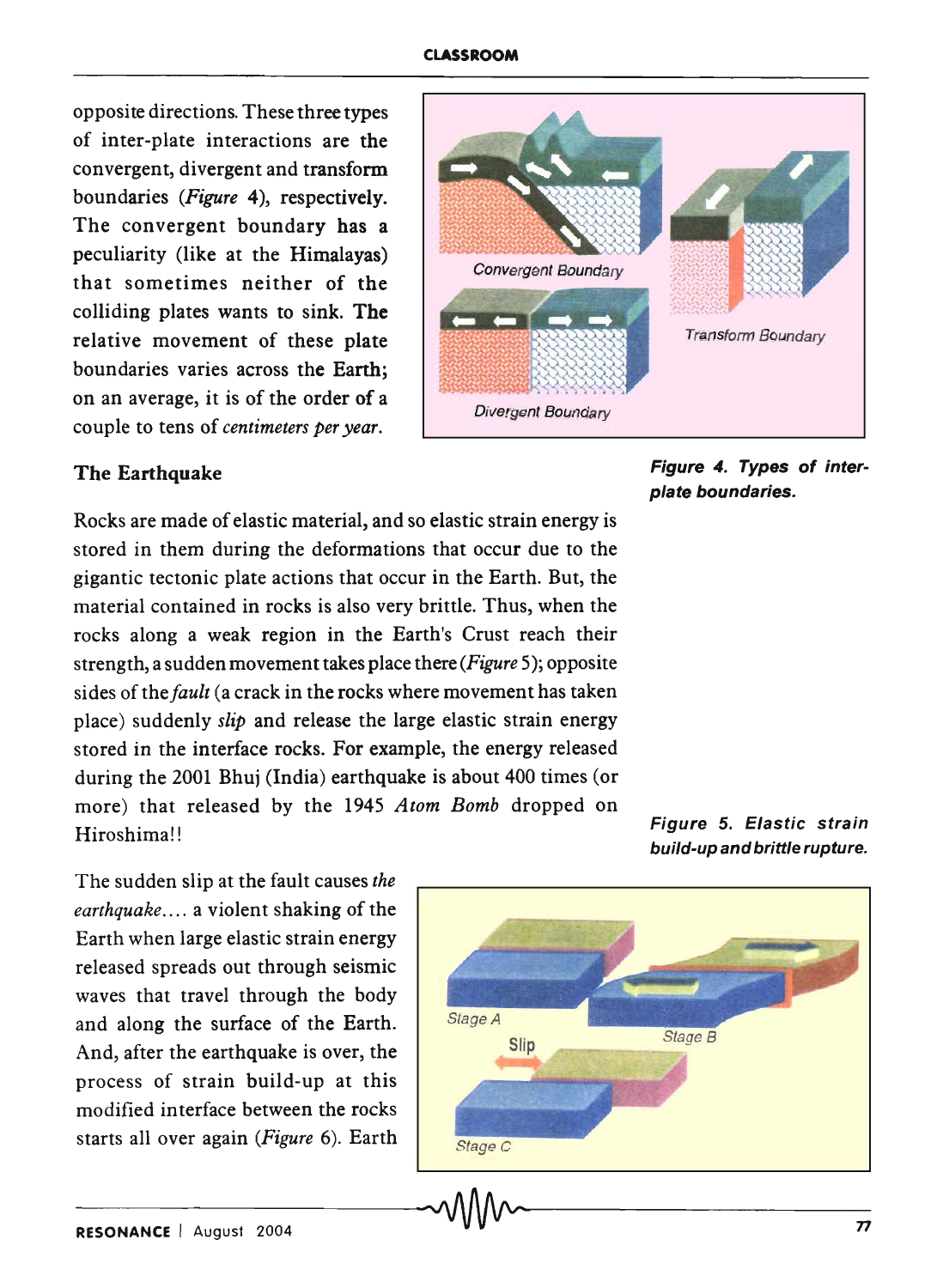opposite directions. These three types of inter-plate interactions are the convergent, divergent and transform boundaries (*Figure* 4), respectively. The convergent boundary has a peculiarity (like at the Himalayas) that sometimes neither of the colliding plates wants to sink. The relative movement of these plate boundaries varies across the Earth; on an average, it is of the order of a couple to tens of *centimeters per year*.

**Figure 4. Types of inter-plate boundaries.**

## The Earthquake

Rocks are made of elastic material, and so elastic strain energy is stored in them during the deformations that occur due to the gigantic tectonic plate actions that occur in the Earth. But, the material contained in rocks is also very brittle. Thus, when the rocks along a weak region in the Earth's Crust reach their strength, a sudden movement takes place there (*Figure* 5); opposite sides of the *fault* (a crack in the rocks where movement has taken place) suddenly *slip* and release the large elastic strain energy stored in the interface rocks. For example, the energy released during the 2001 Bhuj (India) earthquake is about 400 times (or more) that released by the 1945 *Atom Bomb* dropped on Hiroshima!!

**Figure 5. Elastic strain build-up and brittle rupture.**

The sudden slip at the fault causes *the earthquake*.... a violent shaking of the Earth when large elastic strain energy released spreads out through seismic waves that travel through the body and along the surface of the Earth. And, after the earthquake is over, the process of strain build-up at this modified interface between the rocks starts all over again (*Figure* 6). Earth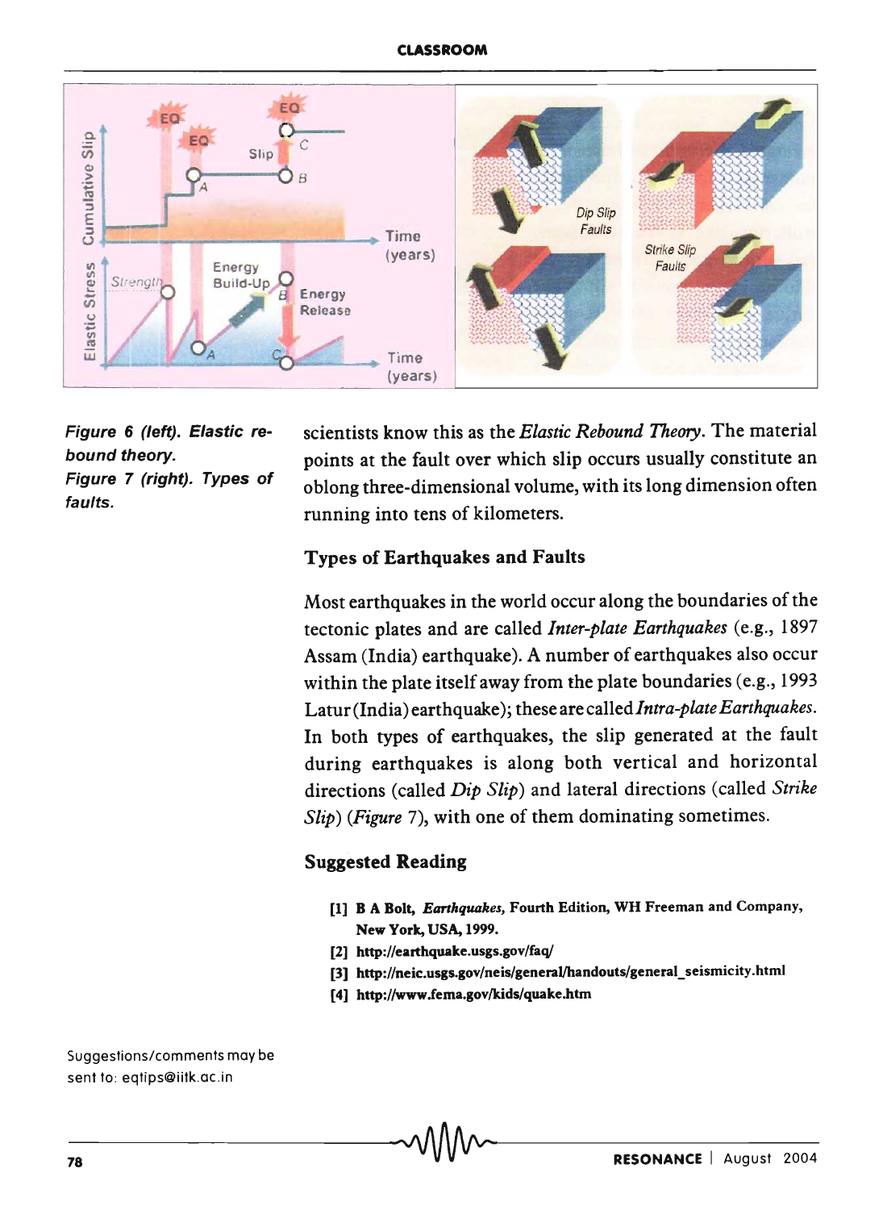EQ

EQ

EQ

Cumulative Slip

Slip

C

B

A

Time (years)

Elastic Stress

Strength

Energy Build-Up

B

Energy Release

A

C

Time (years)

Dip Slip Faults

Strike Slip Faults

***Figure 6 (left). Elastic rebound theory.***

***Figure 7 (right). Types of faults.***

scientists know this as the *Elastic Rebound Theory*. The material points at the fault over which slip occurs usually constitute an oblong three-dimensional volume, with its long dimension often running into tens of kilometers.

## Types of Earthquakes and Faults

Most earthquakes in the world occur along the boundaries of the tectonic plates and are called *Inter-plate Earthquakes* (e.g., 1897 Assam (India) earthquake). A number of earthquakes also occur within the plate itself away from the plate boundaries (e.g., 1993 Latur (India) earthquake); these are called *Intra-plate Earthquakes*. In both types of earthquakes, the slip generated at the fault during earthquakes is along both vertical and horizontal directions (called *Dip Slip*) and lateral directions (called *Strike Slip*) (*Figure* 7), with one of them dominating sometimes.

## Suggested Reading

[1] B A Bolt, *Earthquakes*, Fourth Edition, WH Freeman and Company, New York, USA, 1999.

[2] http://earthquake.usgs.gov/faq/

[3] http://neic.usgs.gov/neis/general/handouts/general_seismicity.html

[4] http://www.fema.gov/kids/quake.htm

Suggestions/comments may be sent to: eqtips@iitk.ac.in